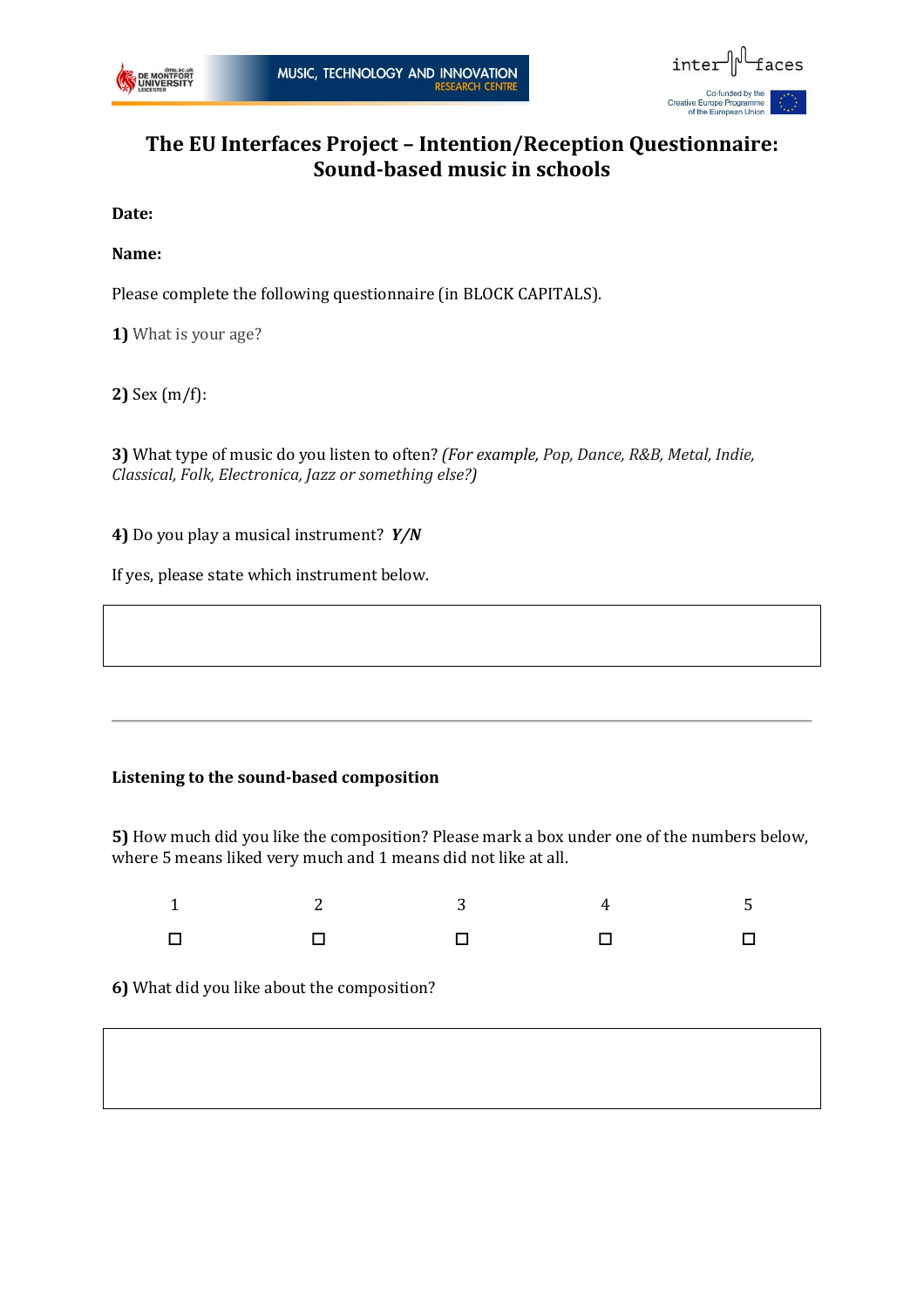# The EU Interfaces Project – Intention/Reception Questionnaire: Sound-based music in schools

**Date:**

**Name:**

Please complete the following questionnaire (in BLOCK CAPITALS).

**1)** What is your age?

**2)** Sex (m/f):

**3)** What type of music do you listen to often? *(For example, Pop, Dance, R&B, Metal, Indie, Classical, Folk, Electronica, Jazz or something else?)*

**4)** Do you play a musical instrument? ***Y/N***

If yes, please state which instrument below.

---

**Listening to the sound-based composition**

**5)** How much did you like the composition? Please mark a box under one of the numbers below, where 5 means liked very much and 1 means did not like at all.

| 1 | 2 | 3 | 4 | 5 |
|---|---|---|---|---|
| ☐ | ☐ | ☐ | ☐ | ☐ |

**6)** What did you like about the composition?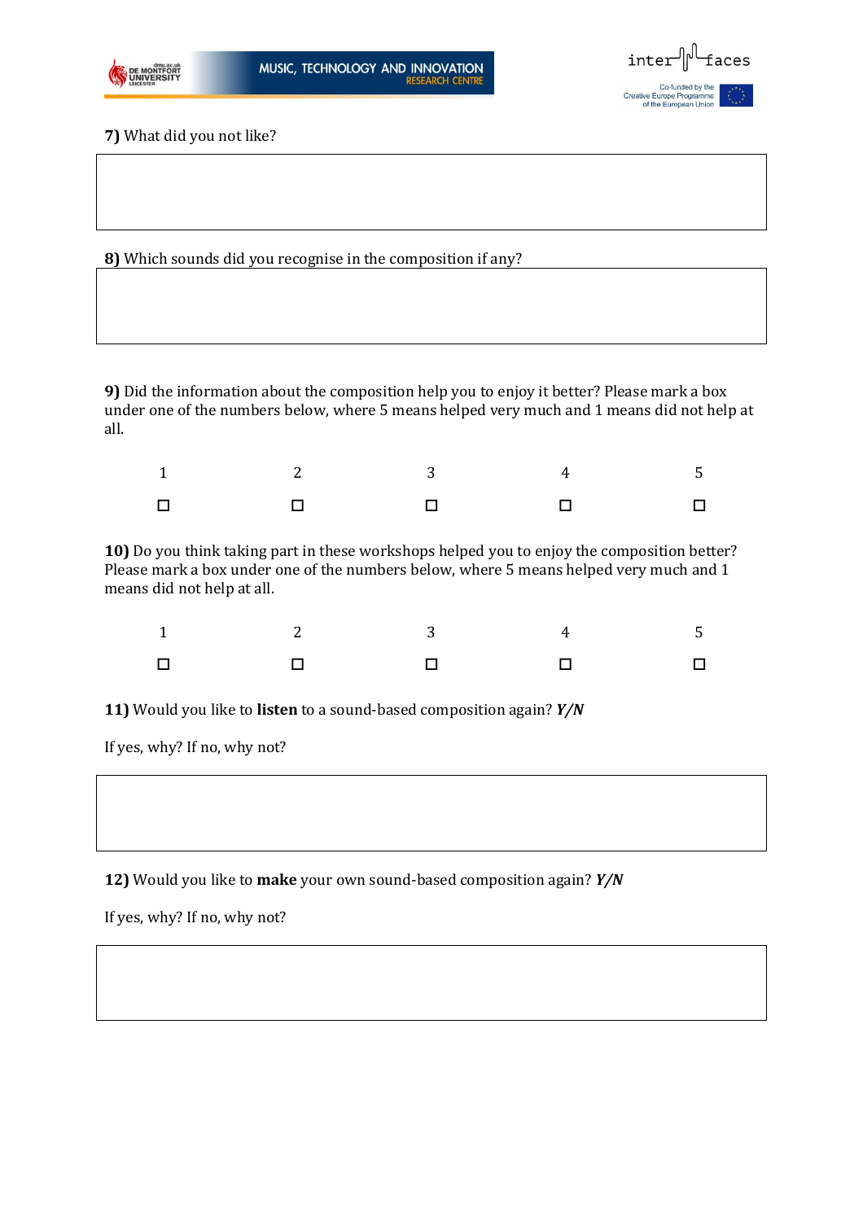**7)** What did you not like?

**8)** Which sounds did you recognise in the composition if any?

**9)** Did the information about the composition help you to enjoy it better? Please mark a box under one of the numbers below, where 5 means helped very much and 1 means did not help at all.

| 1 | 2 | 3 | 4 | 5 |
|---|---|---|---|---|
| ☐ | ☐ | ☐ | ☐ | ☐ |

**10)** Do you think taking part in these workshops helped you to enjoy the composition better? Please mark a box under one of the numbers below, where 5 means helped very much and 1 means did not help at all.

| 1 | 2 | 3 | 4 | 5 |
|---|---|---|---|---|
| ☐ | ☐ | ☐ | ☐ | ☐ |

**11)** Would you like to **listen** to a sound-based composition again? ***Y/N***

If yes, why? If no, why not?

**12)** Would you like to **make** your own sound-based composition again? ***Y/N***

If yes, why? If no, why not?